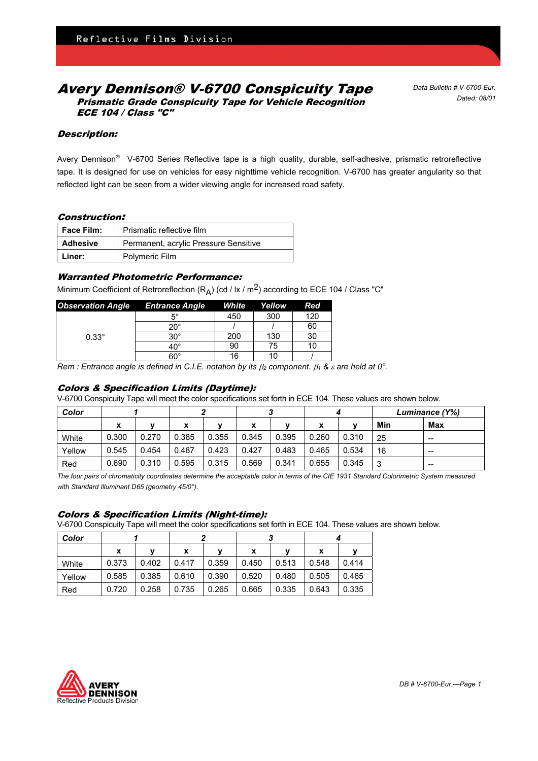Reflective Films Division

# Avery Dennison® V-6700 Conspicuity Tape

### Prismatic Grade Conspicuity Tape for Vehicle Recognition ECE 104 / Class "C"

*Data Bulletin # V-6700-Eur.*
*Dated: 08/01*

## Description:

Avery Dennison® V-6700 Series Reflective tape is a high quality, durable, self-adhesive, prismatic retroreflective tape. It is designed for use on vehicles for easy nighttime vehicle recognition. V-6700 has greater angularity so that reflected light can be seen from a wider viewing angle for increased road safety.

## Construction:

| | |
|---|---|
| **Face Film:** | Prismatic reflective film |
| **Adhesive** | Permanent, acrylic Pressure Sensitive |
| **Liner:** | Polymeric Film |

## Warranted Photometric Performance:

Minimum Coefficient of Retroreflection ($R_A$) (cd / lx / $m^2$) according to ECE 104 / Class "C"

| Observation Angle | Entrance Angle | White | Yellow | Red |
|---|---|---|---|---|
| 0.33° | 5° | 450 | 300 | 120 |
| | 20° | / | / | 60 |
| | 30° | 200 | 130 | 30 |
| | 40° | 90 | 75 | 10 |
| | 60° | 16 | 10 | / |

*Rem : Entrance angle is defined in C.I.E. notation by its $\beta_2$ component. $\beta_1$ & $\varepsilon$ are held at 0°.*

## Colors & Specification Limits (Daytime):

V-6700 Conspicuity Tape will meet the color specifications set forth in ECE 104. These values are shown below.

| Color | 1 | | 2 | | 3 | | 4 | | Luminance (Y%) | |
|---|---|---|---|---|---|---|---|---|---|---|
| | x | y | x | y | x | y | x | y | Min | Max |
| White | 0.300 | 0.270 | 0.385 | 0.355 | 0.345 | 0.395 | 0.260 | 0.310 | 25 | -- |
| Yellow | 0.545 | 0.454 | 0.487 | 0.423 | 0.427 | 0.483 | 0.465 | 0.534 | 16 | -- |
| Red | 0.690 | 0.310 | 0.595 | 0.315 | 0.569 | 0.341 | 0.655 | 0.345 | 3 | -- |

*The four pairs of chromaticity coordinates determine the acceptable color in terms of the CIE 1931 Standard Colorimetric System measured with Standard Illuminant D65 (geometry 45/0°).*

## Colors & Specification Limits (Night-time):

V-6700 Conspicuity Tape will meet the color specifications set forth in ECE 104. These values are shown below.

| Color | 1 | | 2 | | 3 | | 4 | |
|---|---|---|---|---|---|---|---|---|
| | x | y | x | y | x | y | x | y |
| White | 0.373 | 0.402 | 0.417 | 0.359 | 0.450 | 0.513 | 0.548 | 0.414 |
| Yellow | 0.585 | 0.385 | 0.610 | 0.390 | 0.520 | 0.480 | 0.505 | 0.465 |
| Red | 0.720 | 0.258 | 0.735 | 0.265 | 0.665 | 0.335 | 0.643 | 0.335 |

AVERY DENNISON
Reflective Products Division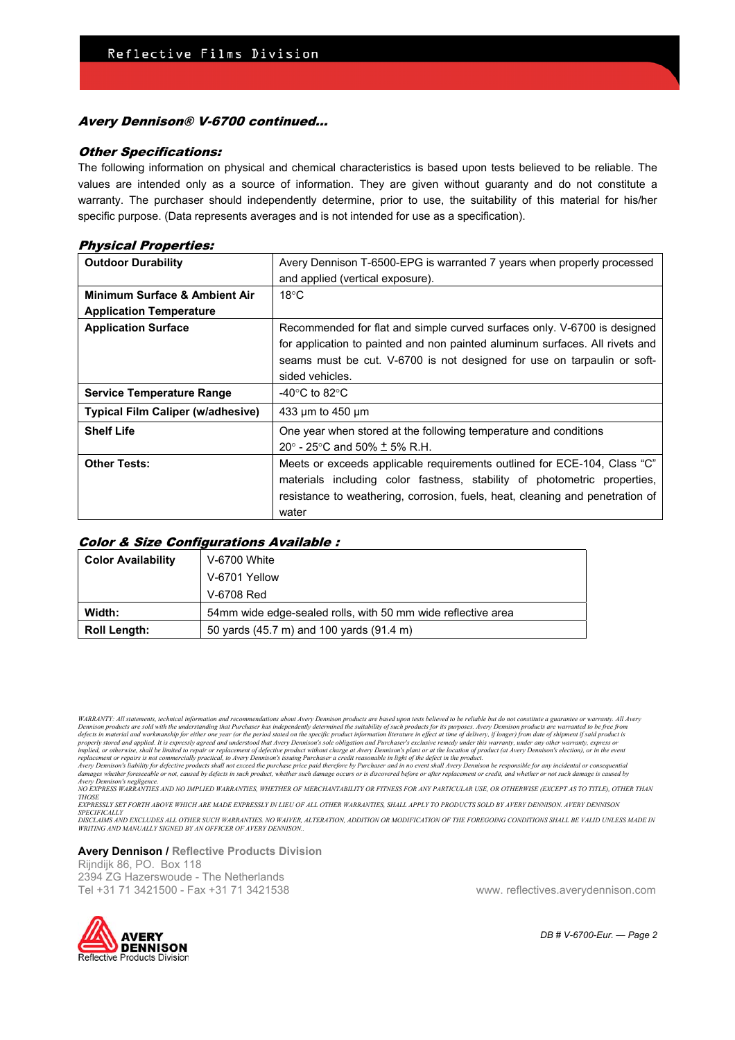### *Avery Dennison® V-6700 continued...*

### *Other Specifications:*

The following information on physical and chemical characteristics is based upon tests believed to be reliable. The values are intended only as a source of information. They are given without guaranty and do not constitute a warranty. The purchaser should independently determine, prior to use, the suitability of this material for his/her specific purpose. (Data represents averages and is not intended for use as a specification).

### *Physical Properties:*

| | |
|---|---|
| **Outdoor Durability** | Avery Dennison T-6500-EPG is warranted 7 years when properly processed and applied (vertical exposure). |
| **Minimum Surface & Ambient Air Application Temperature** | 18°C |
| **Application Surface** | Recommended for flat and simple curved surfaces only. V-6700 is designed for application to painted and non painted aluminum surfaces. All rivets and seams must be cut. V-6700 is not designed for use on tarpaulin or soft-sided vehicles. |
| **Service Temperature Range** | -40°C to 82°C |
| **Typical Film Caliper (w/adhesive)** | 433 µm to 450 µm |
| **Shelf Life** | One year when stored at the following temperature and conditions 20° - 25°C and 50% ± 5% R.H. |
| **Other Tests:** | Meets or exceeds applicable requirements outlined for ECE-104, Class "C" materials including color fastness, stability of photometric properties, resistance to weathering, corrosion, fuels, heat, cleaning and penetration of water |

### *Color & Size Configurations Available :*

| | |
|---|---|
| **Color Availability** | V-6700 White<br>V-6701 Yellow<br>V-6708 Red |
| **Width:** | 54mm wide edge-sealed rolls, with 50 mm wide reflective area |
| **Roll Length:** | 50 yards (45.7 m) and 100 yards (91.4 m) |

*WARRANTY: All statements, technical information and recommendations about Avery Dennison products are based upon tests believed to be reliable but do not constitute a guarantee or warranty. All Avery Dennison products are sold with the understanding that Purchaser has independently determined the suitability of such products for its purposes. Avery Dennison products are warranted to be free from defects in material and workmanship for either one year (or the period stated on the specific product information literature in effect at time of delivery, if longer) from date of shipment if said product is properly stored and applied. It is expressly agreed and understood that Avery Dennison's sole obligation and Purchaser's exclusive remedy under this warranty, under any other warranty, express or implied, or otherwise, shall be limited to repair or replacement of defective product without charge at Avery Dennison's plant or at the location of product (at Avery Dennison's election), or in the event replacement or repairs is not commercially practical, to Avery Dennison's issuing Purchaser a credit reasonable in light of the defect in the product.*
*Avery Dennison's liability for defective products shall not exceed the purchase price paid therefore by Purchaser and in no event shall Avery Dennison be responsible for any incidental or consequential damages whether foreseeable or not, caused by defects in such product, whether such damage occurs or is discovered before or after replacement or credit, and whether or not such damage is caused by Avery Dennison's negligence.*
*NO EXPRESS WARRANTIES AND NO IMPLIED WARRANTIES, WHETHER OF MERCHANTABILITY OR FITNESS FOR ANY PARTICULAR USE, OR OTHERWISE (EXCEPT AS TO TITLE), OTHER THAN THOSE EXPRESSLY SET FORTH ABOVE WHICH ARE MADE EXPRESSLY IN LIEU OF ALL OTHER WARRANTIES, SHALL APPLY TO PRODUCTS SOLD BY AVERY DENNISON. AVERY DENNISON SPECIFICALLY DISCLAIMS AND EXCLUDES ALL OTHER SUCH WARRANTIES. NO WAIVER, ALTERATION, ADDITION OR MODIFICATION OF THE FOREGOING CONDITIONS SHALL BE VALID UNLESS MADE IN WRITING AND MANUALLY SIGNED BY AN OFFICER OF AVERY DENNISON..*

**Avery Dennison / Reflective Products Division**
Rijndijk 86, PO. Box 118
2394 ZG Hazerswoude - The Netherlands
Tel +31 71 3421500 - Fax +31 71 3421538

www. reflectives.averydennison.com

AVERY DENNISON
Reflective Products Division

*DB # V-6700-Eur.*